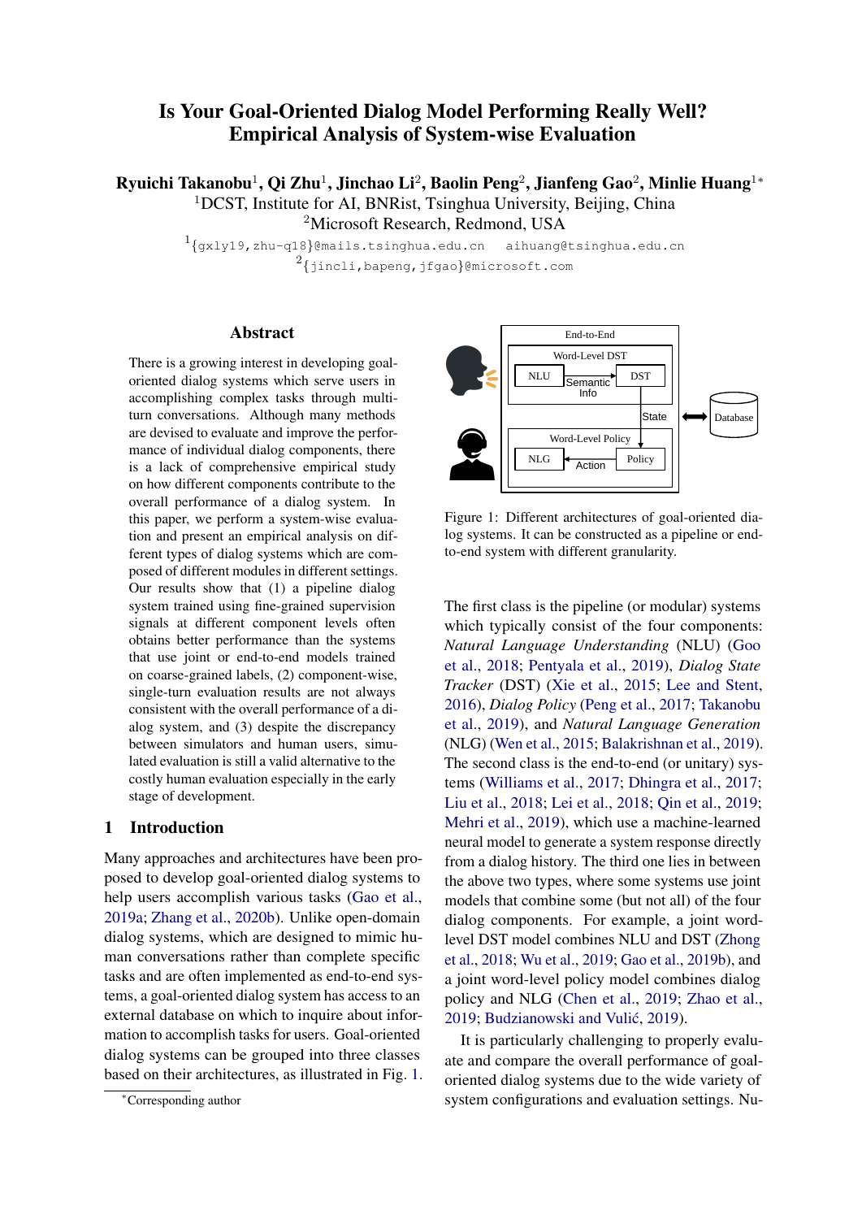# Is Your Goal-Oriented Dialog Model Performing Really Well? Empirical Analysis of System-wise Evaluation

**Ryuichi Takanobu**[1], **Qi Zhu**[1], **Jinchao Li**[2], **Baolin Peng**[2], **Jianfeng Gao**[2], **Minlie Huang**[1]*

[1]DCST, Institute for AI, BNRist, Tsinghua University, Beijing, China

[2]Microsoft Research, Redmond, USA

[1]{gxly19,zhu-q18}@mails.tsinghua.edu.cn aihuang@tsinghua.edu.cn

[2]{jincli,bapeng,jfgao}@microsoft.com

## Abstract

There is a growing interest in developing goal-oriented dialog systems which serve users in accomplishing complex tasks through multi-turn conversations. Although many methods are devised to evaluate and improve the performance of individual dialog components, there is a lack of comprehensive empirical study on how different components contribute to the overall performance of a dialog system. In this paper, we perform a system-wise evaluation and present an empirical analysis on different types of dialog systems which are composed of different modules in different settings. Our results show that (1) a pipeline dialog system trained using fine-grained supervision signals at different component levels often obtains better performance than the systems that use joint or end-to-end models trained on coarse-grained labels, (2) component-wise, single-turn evaluation results are not always consistent with the overall performance of a dialog system, and (3) despite the discrepancy between simulators and human users, simulated evaluation is still a valid alternative to the costly human evaluation especially in the early stage of development.

## 1 Introduction

Many approaches and architectures have been proposed to develop goal-oriented dialog systems to help users accomplish various tasks (Gao et al., 2019a; Zhang et al., 2020b). Unlike open-domain dialog systems, which are designed to mimic human conversations rather than complete specific tasks and are often implemented as end-to-end systems, a goal-oriented dialog system has access to an external database on which to inquire about information to accomplish tasks for users. Goal-oriented dialog systems can be grouped into three classes based on their architectures, as illustrated in Fig. 1.

Figure 1: Different architectures of goal-oriented dialog systems. It can be constructed as a pipeline or end-to-end system with different granularity.

The first class is the pipeline (or modular) systems which typically consist of the four components: *Natural Language Understanding* (NLU) (Goo et al., 2018; Pentyala et al., 2019), *Dialog State Tracker* (DST) (Xie et al., 2015; Lee and Stent, 2016), *Dialog Policy* (Peng et al., 2017; Takanobu et al., 2019), and *Natural Language Generation* (NLG) (Wen et al., 2015; Balakrishnan et al., 2019). The second class is the end-to-end (or unitary) systems (Williams et al., 2017; Dhingra et al., 2017; Liu et al., 2018; Lei et al., 2018; Qin et al., 2019; Mehri et al., 2019), which use a machine-learned neural model to generate a system response directly from a dialog history. The third one lies in between the above two types, where some systems use joint models that combine some (but not all) of the four dialog components. For example, a joint word-level DST model combines NLU and DST (Zhong et al., 2018; Wu et al., 2019; Gao et al., 2019b), and a joint word-level policy model combines dialog policy and NLG (Chen et al., 2019; Zhao et al., 2019; Budzianowski and Vulić, 2019).

It is particularly challenging to properly evaluate and compare the overall performance of goal-oriented dialog systems due to the wide variety of system configurations and evaluation settings. Nu-

*Corresponding author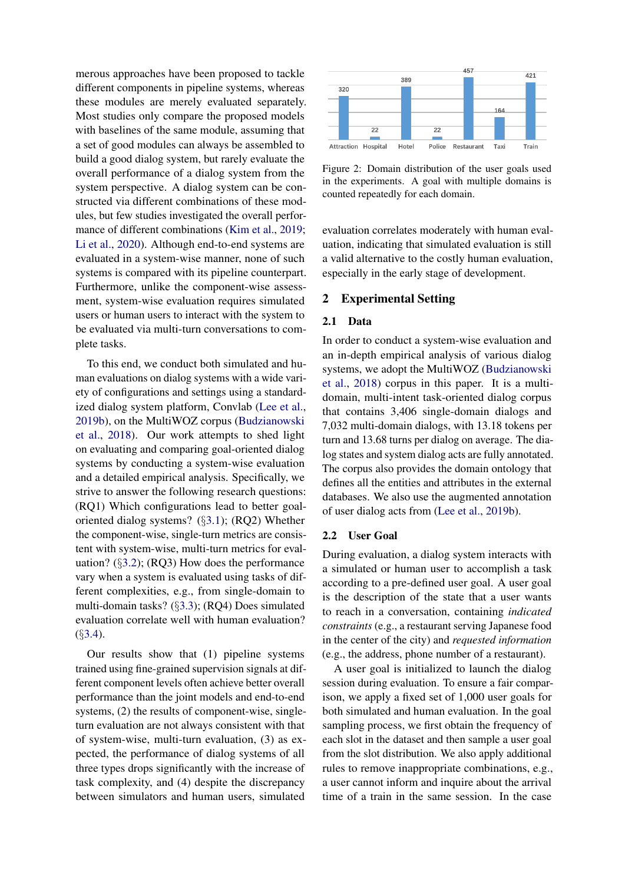merous approaches have been proposed to tackle different components in pipeline systems, whereas these modules are merely evaluated separately. Most studies only compare the proposed models with baselines of the same module, assuming that a set of good modules can always be assembled to build a good dialog system, but rarely evaluate the overall performance of a dialog system from the system perspective. A dialog system can be constructed via different combinations of these modules, but few studies investigated the overall performance of different combinations (Kim et al., 2019; Li et al., 2020). Although end-to-end systems are evaluated in a system-wise manner, none of such systems is compared with its pipeline counterpart. Furthermore, unlike the component-wise assessment, system-wise evaluation requires simulated users or human users to interact with the system to be evaluated via multi-turn conversations to complete tasks.

To this end, we conduct both simulated and human evaluations on dialog systems with a wide variety of configurations and settings using a standardized dialog system platform, Convlab (Lee et al., 2019b), on the MultiWOZ corpus (Budzianowski et al., 2018). Our work attempts to shed light on evaluating and comparing goal-oriented dialog systems by conducting a system-wise evaluation and a detailed empirical analysis. Specifically, we strive to answer the following research questions: (RQ1) Which configurations lead to better goal-oriented dialog systems? (§3.1); (RQ2) Whether the component-wise, single-turn metrics are consistent with system-wise, multi-turn metrics for evaluation? (§3.2); (RQ3) How does the performance vary when a system is evaluated using tasks of different complexities, e.g., from single-domain to multi-domain tasks? (§3.3); (RQ4) Does simulated evaluation correlate well with human evaluation? (§3.4).

Our results show that (1) pipeline systems trained using fine-grained supervision signals at different component levels often achieve better overall performance than the joint models and end-to-end systems, (2) the results of component-wise, single-turn evaluation are not always consistent with that of system-wise, multi-turn evaluation, (3) as expected, the performance of dialog systems of all three types drops significantly with the increase of task complexity, and (4) despite the discrepancy between simulators and human users, simulated evaluation correlates moderately with human evaluation, indicating that simulated evaluation is still a valid alternative to the costly human evaluation, especially in the early stage of development.

| Attraction | Hospital | Hotel | Police | Restaurant | Taxi | Train |
|---|---|---|---|---|---|---|
| 320 | 22 | 389 | 22 | 457 | 164 | 421 |

Figure 2: Domain distribution of the user goals used in the experiments. A goal with multiple domains is counted repeatedly for each domain.

## 2 Experimental Setting

### 2.1 Data

In order to conduct a system-wise evaluation and an in-depth empirical analysis of various dialog systems, we adopt the MultiWOZ (Budzianowski et al., 2018) corpus in this paper. It is a multi-domain, multi-intent task-oriented dialog corpus that contains 3,406 single-domain dialogs and 7,032 multi-domain dialogs, with 13.18 tokens per turn and 13.68 turns per dialog on average. The dialog states and system dialog acts are fully annotated. The corpus also provides the domain ontology that defines all the entities and attributes in the external databases. We also use the augmented annotation of user dialog acts from (Lee et al., 2019b).

### 2.2 User Goal

During evaluation, a dialog system interacts with a simulated or human user to accomplish a task according to a pre-defined user goal. A user goal is the description of the state that a user wants to reach in a conversation, containing *indicated constraints* (e.g., a restaurant serving Japanese food in the center of the city) and *requested information* (e.g., the address, phone number of a restaurant).

A user goal is initialized to launch the dialog session during evaluation. To ensure a fair comparison, we apply a fixed set of 1,000 user goals for both simulated and human evaluation. In the goal sampling process, we first obtain the frequency of each slot in the dataset and then sample a user goal from the slot distribution. We also apply additional rules to remove inappropriate combinations, e.g., a user cannot inform and inquire about the arrival time of a train in the same session. In the case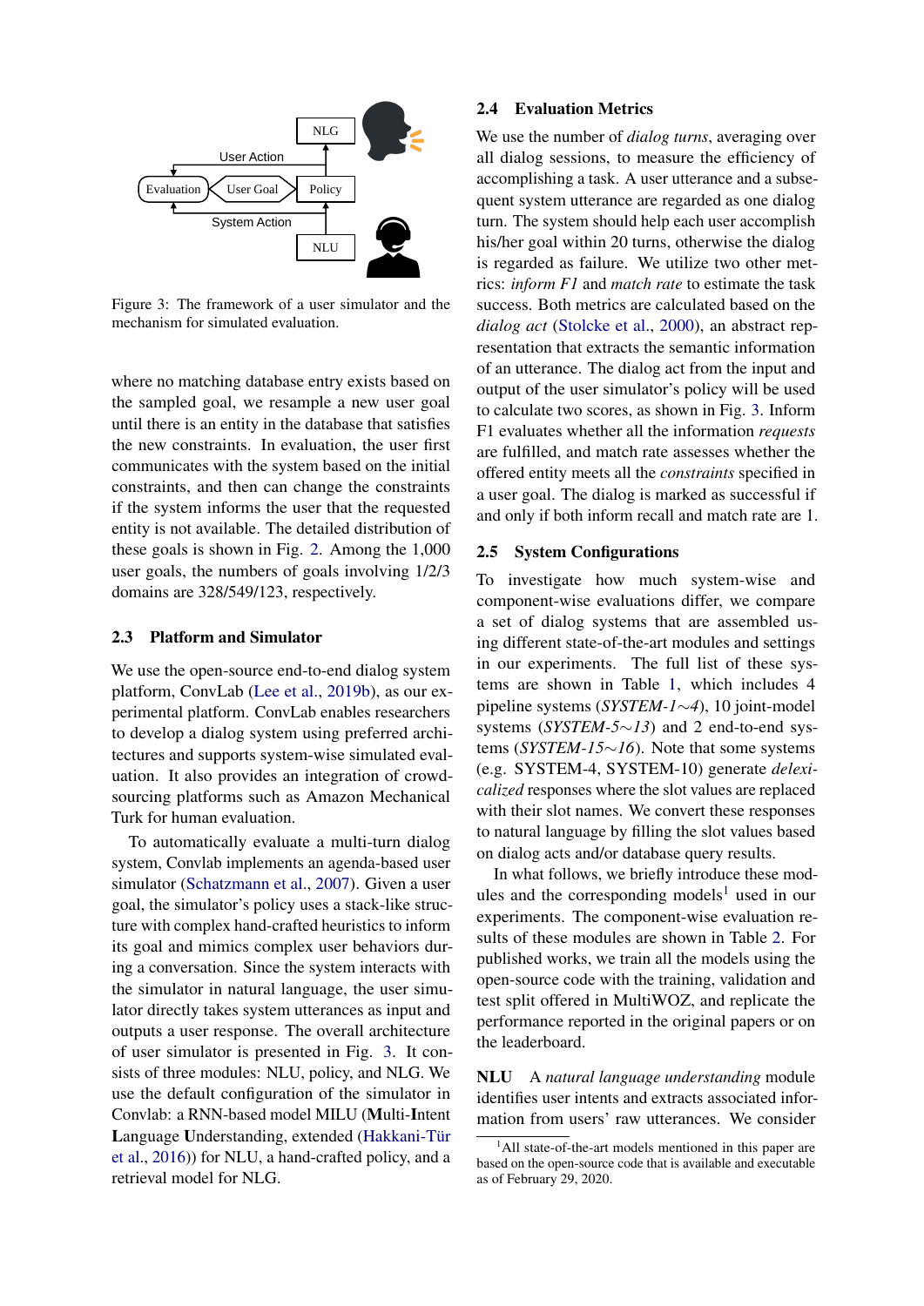Figure 3: The framework of a user simulator and the mechanism for simulated evaluation.

where no matching database entry exists based on the sampled goal, we resample a new user goal until there is an entity in the database that satisfies the new constraints. In evaluation, the user first communicates with the system based on the initial constraints, and then can change the constraints if the system informs the user that the requested entity is not available. The detailed distribution of these goals is shown in Fig. 2. Among the 1,000 user goals, the numbers of goals involving 1/2/3 domains are 328/549/123, respectively.

### 2.3 Platform and Simulator

We use the open-source end-to-end dialog system platform, ConvLab (Lee et al., 2019b), as our experimental platform. ConvLab enables researchers to develop a dialog system using preferred architectures and supports system-wise simulated evaluation. It also provides an integration of crowd-sourcing platforms such as Amazon Mechanical Turk for human evaluation.

To automatically evaluate a multi-turn dialog system, Convlab implements an agenda-based user simulator (Schatzmann et al., 2007). Given a user goal, the simulator's policy uses a stack-like structure with complex hand-crafted heuristics to inform its goal and mimics complex user behaviors during a conversation. Since the system interacts with the simulator in natural language, the user simulator directly takes system utterances as input and outputs a user response. The overall architecture of user simulator is presented in Fig. 3. It consists of three modules: NLU, policy, and NLG. We use the default configuration of the simulator in Convlab: a RNN-based model MILU (**M**ulti-**I**ntent **L**anguage **U**nderstanding, extended (Hakkani-Tür et al., 2016)) for NLU, a hand-crafted policy, and a retrieval model for NLG.

### 2.4 Evaluation Metrics

We use the number of *dialog turns*, averaging over all dialog sessions, to measure the efficiency of accomplishing a task. A user utterance and a subsequent system utterance are regarded as one dialog turn. The system should help each user accomplish his/her goal within 20 turns, otherwise the dialog is regarded as failure. We utilize two other metrics: *inform F1* and *match rate* to estimate the task success. Both metrics are calculated based on the *dialog act* (Stolcke et al., 2000), an abstract representation that extracts the semantic information of an utterance. The dialog act from the input and output of the user simulator's policy will be used to calculate two scores, as shown in Fig. 3. Inform F1 evaluates whether all the information *requests* are fulfilled, and match rate assesses whether the offered entity meets all the *constraints* specified in a user goal. The dialog is marked as successful if and only if both inform recall and match rate are 1.

### 2.5 System Configurations

To investigate how much system-wise and component-wise evaluations differ, we compare a set of dialog systems that are assembled using different state-of-the-art modules and settings in our experiments. The full list of these systems are shown in Table 1, which includes 4 pipeline systems (*SYSTEM-1*∼*4*), 10 joint-model systems (*SYSTEM-5*∼*13*) and 2 end-to-end systems (*SYSTEM-15*∼*16*). Note that some systems (e.g. SYSTEM-4, SYSTEM-10) generate *delexicalized* responses where the slot values are replaced with their slot names. We convert these responses to natural language by filling the slot values based on dialog acts and/or database query results.

In what follows, we briefly introduce these modules and the corresponding models[1] used in our experiments. The component-wise evaluation results of these modules are shown in Table 2. For published works, we train all the models using the open-source code with the training, validation and test split offered in MultiWOZ, and replicate the performance reported in the original papers or on the leaderboard.

**NLU** A *natural language understanding* module identifies user intents and extracts associated information from users' raw utterances. We consider

[1]All state-of-the-art models mentioned in this paper are based on the open-source code that is available and executable as of February 29, 2020.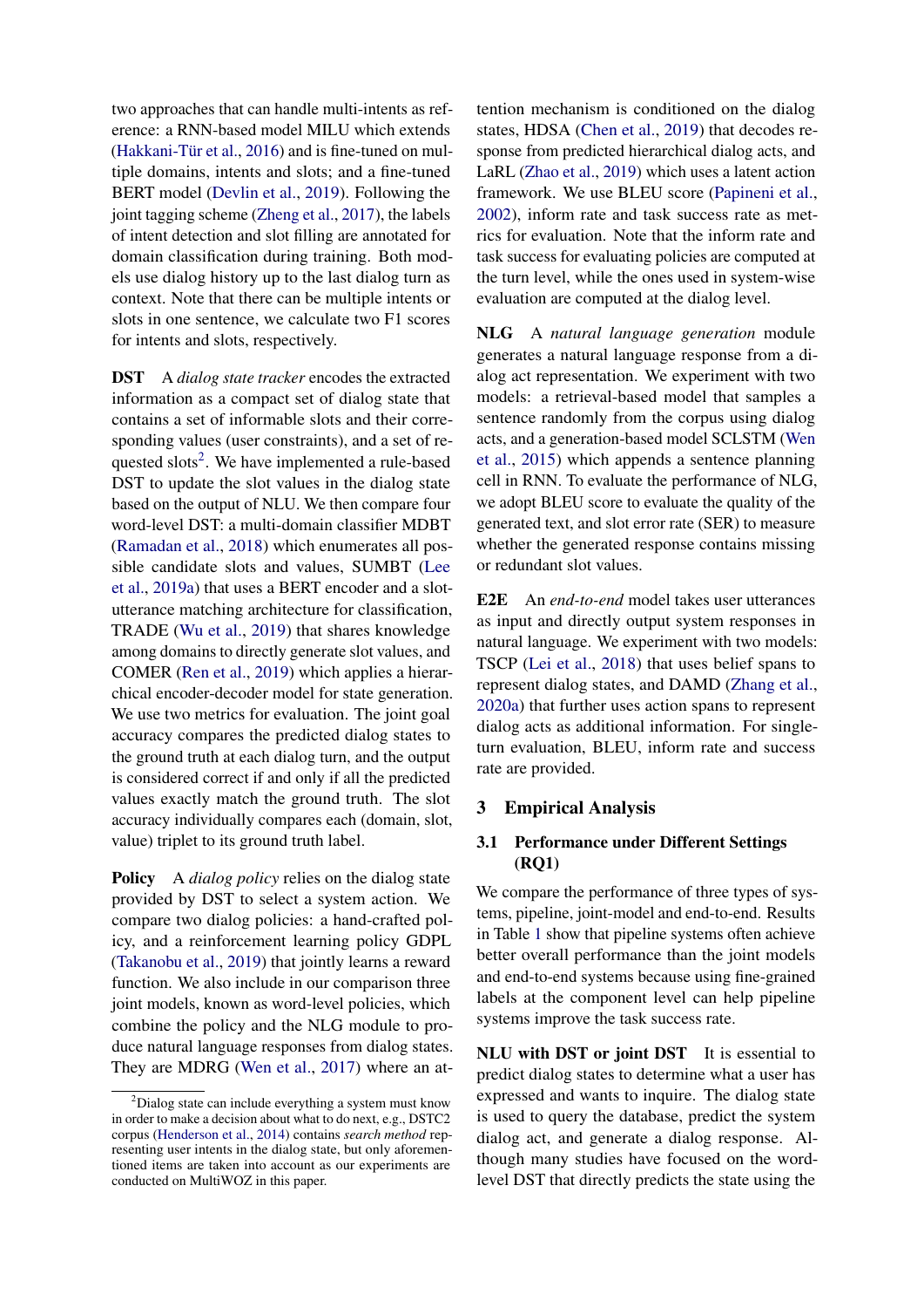two approaches that can handle multi-intents as reference: a RNN-based model MILU which extends (Hakkani-Tür et al., 2016) and is fine-tuned on multiple domains, intents and slots; and a fine-tuned BERT model (Devlin et al., 2019). Following the joint tagging scheme (Zheng et al., 2017), the labels of intent detection and slot filling are annotated for domain classification during training. Both models use dialog history up to the last dialog turn as context. Note that there can be multiple intents or slots in one sentence, we calculate two F1 scores for intents and slots, respectively.

**DST** A *dialog state tracker* encodes the extracted information as a compact set of dialog state that contains a set of informable slots and their corresponding values (user constraints), and a set of requested slots[2]. We have implemented a rule-based DST to update the slot values in the dialog state based on the output of NLU. We then compare four word-level DST: a multi-domain classifier MDBT (Ramadan et al., 2018) which enumerates all possible candidate slots and values, SUMBT (Lee et al., 2019a) that uses a BERT encoder and a slot-utterance matching architecture for classification, TRADE (Wu et al., 2019) that shares knowledge among domains to directly generate slot values, and COMER (Ren et al., 2019) which applies a hierarchical encoder-decoder model for state generation. We use two metrics for evaluation. The joint goal accuracy compares the predicted dialog states to the ground truth at each dialog turn, and the output is considered correct if and only if all the predicted values exactly match the ground truth. The slot accuracy individually compares each (domain, slot, value) triplet to its ground truth label.

**Policy** A *dialog policy* relies on the dialog state provided by DST to select a system action. We compare two dialog policies: a hand-crafted policy, and a reinforcement learning policy GDPL (Takanobu et al., 2019) that jointly learns a reward function. We also include in our comparison three joint models, known as word-level policies, which combine the policy and the NLG module to produce natural language responses from dialog states. They are MDRG (Wen et al., 2017) where an attention mechanism is conditioned on the dialog states, HDSA (Chen et al., 2019) that decodes response from predicted hierarchical dialog acts, and LaRL (Zhao et al., 2019) which uses a latent action framework. We use BLEU score (Papineni et al., 2002), inform rate and task success rate as metrics for evaluation. Note that the inform rate and task success for evaluating policies are computed at the turn level, while the ones used in system-wise evaluation are computed at the dialog level.

**NLG** A *natural language generation* module generates a natural language response from a dialog act representation. We experiment with two models: a retrieval-based model that samples a sentence randomly from the corpus using dialog acts, and a generation-based model SCLSTM (Wen et al., 2015) which appends a sentence planning cell in RNN. To evaluate the performance of NLG, we adopt BLEU score to evaluate the quality of the generated text, and slot error rate (SER) to measure whether the generated response contains missing or redundant slot values.

**E2E** An *end-to-end* model takes user utterances as input and directly output system responses in natural language. We experiment with two models: TSCP (Lei et al., 2018) that uses belief spans to represent dialog states, and DAMD (Zhang et al., 2020a) that further uses action spans to represent dialog acts as additional information. For single-turn evaluation, BLEU, inform rate and success rate are provided.

## 3 Empirical Analysis

### 3.1 Performance under Different Settings (RQ1)

We compare the performance of three types of systems, pipeline, joint-model and end-to-end. Results in Table 1 show that pipeline systems often achieve better overall performance than the joint models and end-to-end systems because using fine-grained labels at the component level can help pipeline systems improve the task success rate.

**NLU with DST or joint DST** It is essential to predict dialog states to determine what a user has expressed and wants to inquire. The dialog state is used to query the database, predict the system dialog act, and generate a dialog response. Although many studies have focused on the word-level DST that directly predicts the state using the

[2]Dialog state can include everything a system must know in order to make a decision about what to do next, e.g., DSTC2 corpus (Henderson et al., 2014) contains *search method* representing user intents in the dialog state, but only aforementioned items are taken into account as our experiments are conducted on MultiWOZ in this paper.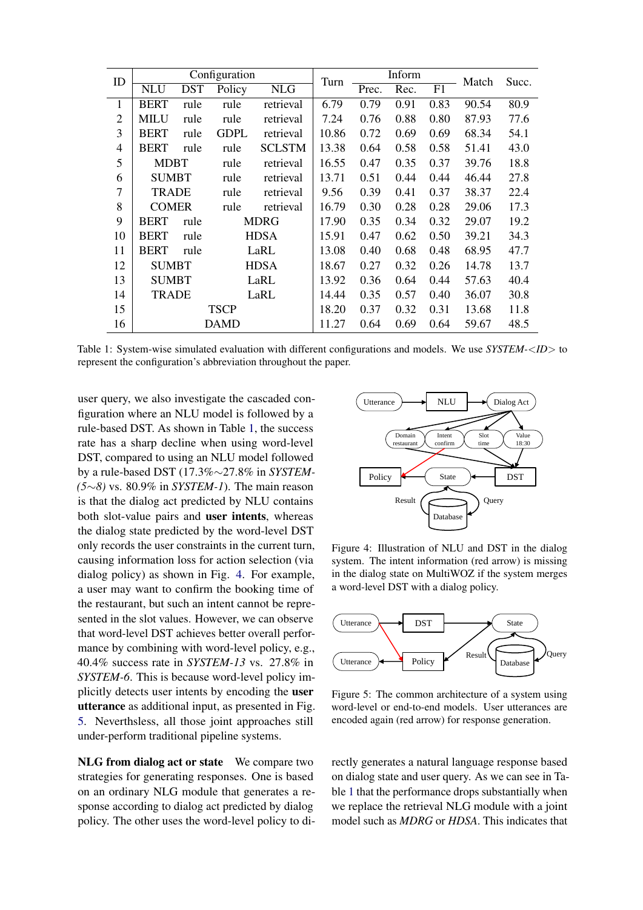| ID | Configuration | | | | Turn | Inform | | | Match | Succ. |
|---|---|---|---|---|---|---|---|---|---|---|
| | NLU | DST | Policy | NLG | | Prec. | Rec. | F1 | | |
| 1 | BERT | rule | rule | retrieval | 6.79 | 0.79 | 0.91 | 0.83 | 90.54 | 80.9 |
| 2 | MILU | rule | rule | retrieval | 7.24 | 0.76 | 0.88 | 0.80 | 87.93 | 77.6 |
| 3 | BERT | rule | GDPL | retrieval | 10.86 | 0.72 | 0.69 | 0.69 | 68.34 | 54.1 |
| 4 | BERT | rule | rule | SCLSTM | 13.38 | 0.64 | 0.58 | 0.58 | 51.41 | 43.0 |
| 5 | MDBT | | rule | retrieval | 16.55 | 0.47 | 0.35 | 0.37 | 39.76 | 18.8 |
| 6 | SUMBT | | rule | retrieval | 13.71 | 0.51 | 0.44 | 0.44 | 46.44 | 27.8 |
| 7 | TRADE | | rule | retrieval | 9.56 | 0.39 | 0.41 | 0.37 | 38.37 | 22.4 |
| 8 | COMER | | rule | retrieval | 16.79 | 0.30 | 0.28 | 0.28 | 29.06 | 17.3 |
| 9 | BERT | rule | MDRG | | 17.90 | 0.35 | 0.34 | 0.32 | 29.07 | 19.2 |
| 10 | BERT | rule | HDSA | | 15.91 | 0.47 | 0.62 | 0.50 | 39.21 | 34.3 |
| 11 | BERT | rule | LaRL | | 13.08 | 0.40 | 0.68 | 0.48 | 68.95 | 47.7 |
| 12 | SUMBT | | HDSA | | 18.67 | 0.27 | 0.32 | 0.26 | 14.78 | 13.7 |
| 13 | SUMBT | | LaRL | | 13.92 | 0.36 | 0.64 | 0.44 | 57.63 | 40.4 |
| 14 | TRADE | | LaRL | | 14.44 | 0.35 | 0.57 | 0.40 | 36.07 | 30.8 |
| 15 | TSCP | | | | 18.20 | 0.37 | 0.32 | 0.31 | 13.68 | 11.8 |
| 16 | DAMD | | | | 11.27 | 0.64 | 0.69 | 0.64 | 59.67 | 48.5 |

Table 1: System-wise simulated evaluation with different configurations and models. We use *SYSTEM-<ID>* to represent the configuration's abbreviation throughout the paper.

user query, we also investigate the cascaded configuration where an NLU model is followed by a rule-based DST. As shown in Table 1, the success rate has a sharp decline when using word-level DST, compared to using an NLU model followed by a rule-based DST (17.3%∼27.8% in *SYSTEM-(5∼8)* vs. 80.9% in *SYSTEM-1*). The main reason is that the dialog act predicted by NLU contains both slot-value pairs and **user intents**, whereas the dialog state predicted by the word-level DST only records the user constraints in the current turn, causing information loss for action selection (via dialog policy) as shown in Fig. 4. For example, a user may want to confirm the booking time of the restaurant, but such an intent cannot be represented in the slot values. However, we can observe that word-level DST achieves better overall performance by combining with word-level policy, e.g., 40.4% success rate in *SYSTEM-13* vs. 27.8% in *SYSTEM-6*. This is because word-level policy implicitly detects user intents by encoding the **user utterance** as additional input, as presented in Fig. 5. Neverthsless, all those joint approaches still under-perform traditional pipeline systems.

Figure 4: Illustration of NLU and DST in the dialog system. The intent information (red arrow) is missing in the dialog state on MultiWOZ if the system merges a word-level DST with a dialog policy.

Figure 5: The common architecture of a system using word-level or end-to-end models. User utterances are encoded again (red arrow) for response generation.

**NLG from dialog act or state** We compare two strategies for generating responses. One is based on an ordinary NLG module that generates a response according to dialog act predicted by dialog policy. The other uses the word-level policy to directly generates a natural language response based on dialog state and user query. As we can see in Table 1 that the performance drops substantially when we replace the retrieval NLG module with a joint model such as *MDRG* or *HDSA*. This indicates that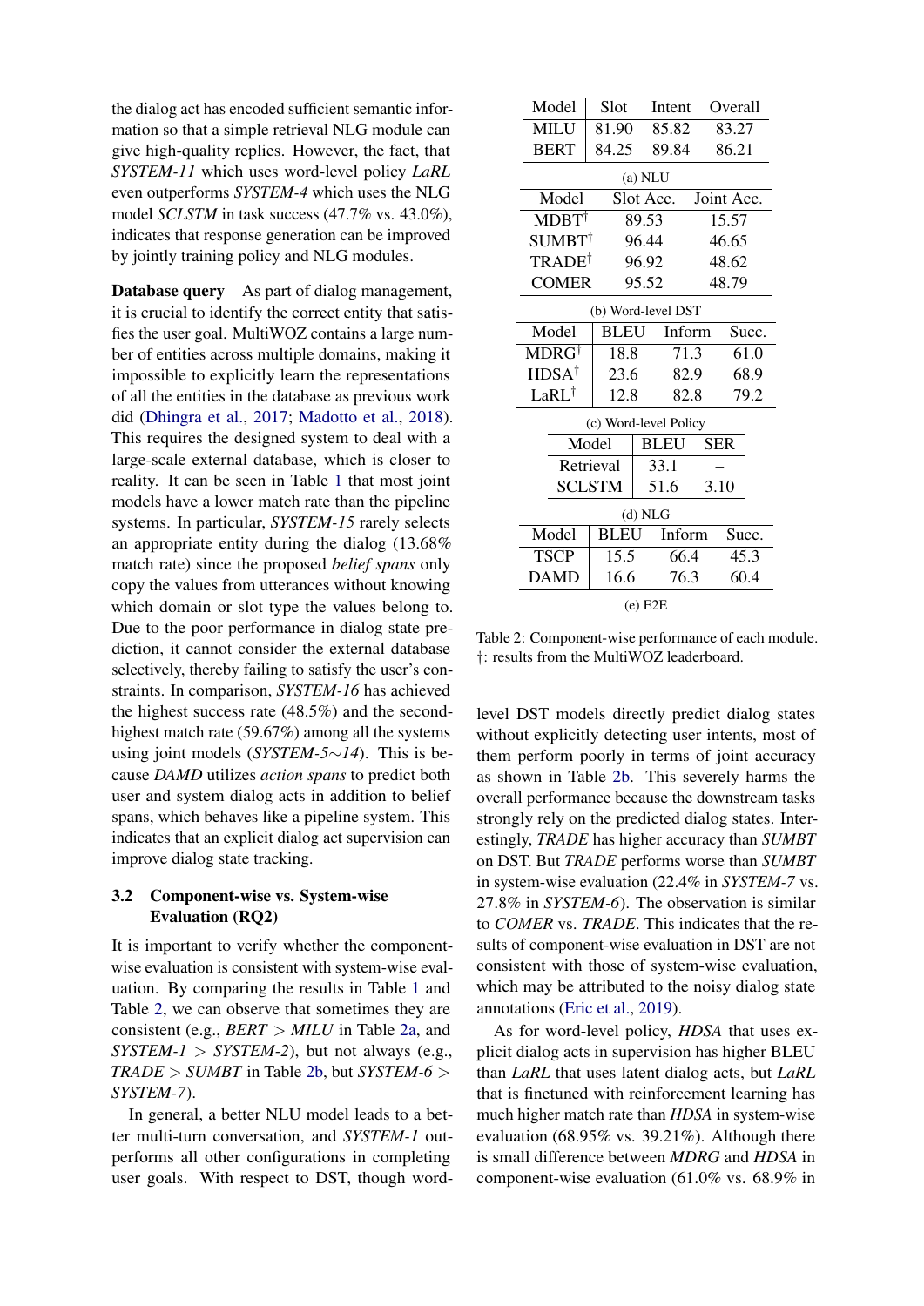the dialog act has encoded sufficient semantic information so that a simple retrieval NLG module can give high-quality replies. However, the fact, that *SYSTEM-11* which uses word-level policy *LaRL* even outperforms *SYSTEM-4* which uses the NLG model *SCLSTM* in task success (47.7% vs. 43.0%), indicates that response generation can be improved by jointly training policy and NLG modules.

**Database query** As part of dialog management, it is crucial to identify the correct entity that satisfies the user goal. MultiWOZ contains a large number of entities across multiple domains, making it impossible to explicitly learn the representations of all the entities in the database as previous work did (Dhingra et al., 2017; Madotto et al., 2018). This requires the designed system to deal with a large-scale external database, which is closer to reality. It can be seen in Table 1 that most joint models have a lower match rate than the pipeline systems. In particular, *SYSTEM-15* rarely selects an appropriate entity during the dialog (13.68% match rate) since the proposed *belief spans* only copy the values from utterances without knowing which domain or slot type the values belong to. Due to the poor performance in dialog state prediction, it cannot consider the external database selectively, thereby failing to satisfy the user's constraints. In comparison, *SYSTEM-16* has achieved the highest success rate (48.5%) and the second-highest match rate (59.67%) among all the systems using joint models (*SYSTEM-5*∼*14*). This is because *DAMD* utilizes *action spans* to predict both user and system dialog acts in addition to belief spans, which behaves like a pipeline system. This indicates that an explicit dialog act supervision can improve dialog state tracking.

| Model | Slot | Intent | Overall |
|---|---|---|---|
| MILU | 81.90 | 85.82 | 83.27 |
| BERT | 84.25 | 89.84 | 86.21 |

(a) NLU

| Model | Slot Acc. | Joint Acc. |
|---|---|---|
| MDBT† | 89.53 | 15.57 |
| SUMBT† | 96.44 | 46.65 |
| TRADE† | 96.92 | 48.62 |
| COMER | 95.52 | 48.79 |

(b) Word-level DST

| Model | BLEU | Inform | Succ. |
|---|---|---|---|
| MDRG† | 18.8 | 71.3 | 61.0 |
| HDSA† | 23.6 | 82.9 | 68.9 |
| LaRL† | 12.8 | 82.8 | 79.2 |

(c) Word-level Policy

| Model | BLEU | SER |
|---|---|---|
| Retrieval | 33.1 | – |
| SCLSTM | 51.6 | 3.10 |

(d) NLG

| Model | BLEU | Inform | Succ. |
|---|---|---|---|
| TSCP | 15.5 | 66.4 | 45.3 |
| DAMD | 16.6 | 76.3 | 60.4 |

(e) E2E

Table 2: Component-wise performance of each module. †: results from the MultiWOZ leaderboard.

### 3.2 Component-wise vs. System-wise Evaluation (RQ2)

It is important to verify whether the component-wise evaluation is consistent with system-wise evaluation. By comparing the results in Table 1 and Table 2, we can observe that sometimes they are consistent (e.g., *BERT* > *MILU* in Table 2a, and *SYSTEM-1* > *SYSTEM-2*), but not always (e.g., *TRADE* > *SUMBT* in Table 2b, but *SYSTEM-6* > *SYSTEM-7*).

In general, a better NLU model leads to a better multi-turn conversation, and *SYSTEM-1* outperforms all other configurations in completing user goals. With respect to DST, though word-level DST models directly predict dialog states without explicitly detecting user intents, most of them perform poorly in terms of joint accuracy as shown in Table 2b. This severely harms the overall performance because the downstream tasks strongly rely on the predicted dialog states. Interestingly, *TRADE* has higher accuracy than *SUMBT* on DST. But *TRADE* performs worse than *SUMBT* in system-wise evaluation (22.4% in *SYSTEM-7* vs. 27.8% in *SYSTEM-6*). The observation is similar to *COMER* vs. *TRADE*. This indicates that the results of component-wise evaluation in DST are not consistent with those of system-wise evaluation, which may be attributed to the noisy dialog state annotations (Eric et al., 2019).

As for word-level policy, *HDSA* that uses explicit dialog acts in supervision has higher BLEU than *LaRL* that uses latent dialog acts, but *LaRL* that is finetuned with reinforcement learning has much higher match rate than *HDSA* in system-wise evaluation (68.95% vs. 39.21%). Although there is small difference between *MDRG* and *HDSA* in component-wise evaluation (61.0% vs. 68.9% in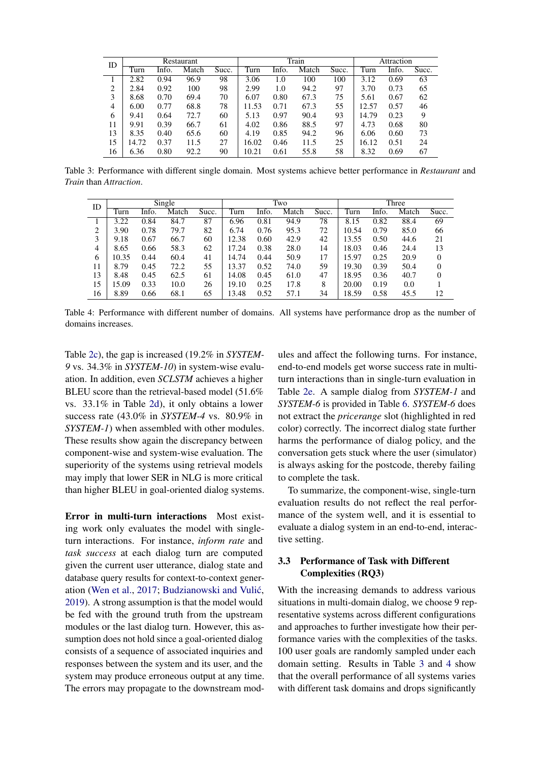| ID | Restaurant | | | | Train | | | | Attraction | | |
|---|---|---|---|---|---|---|---|---|---|---|---|
| | Turn | Info. | Match | Succ. | Turn | Info. | Match | Succ. | Turn | Info. | Succ. |
| 1 | 2.82 | 0.94 | 96.9 | 98 | 3.06 | 1.0 | 100 | 100 | 3.12 | 0.69 | 63 |
| 2 | 2.84 | 0.92 | 100 | 98 | 2.99 | 1.0 | 94.2 | 97 | 3.70 | 0.73 | 65 |
| 3 | 8.68 | 0.70 | 69.4 | 70 | 6.07 | 0.80 | 67.3 | 75 | 5.61 | 0.67 | 62 |
| 4 | 6.00 | 0.77 | 68.8 | 78 | 11.53 | 0.71 | 67.3 | 55 | 12.57 | 0.57 | 46 |
| 6 | 9.41 | 0.64 | 72.7 | 60 | 5.13 | 0.97 | 90.4 | 93 | 14.79 | 0.23 | 9 |
| 11 | 9.91 | 0.39 | 66.7 | 61 | 4.02 | 0.86 | 88.5 | 97 | 4.73 | 0.68 | 80 |
| 13 | 8.35 | 0.40 | 65.6 | 60 | 4.19 | 0.85 | 94.2 | 96 | 6.06 | 0.60 | 73 |
| 15 | 14.72 | 0.37 | 11.5 | 27 | 16.02 | 0.46 | 11.5 | 25 | 16.12 | 0.51 | 24 |
| 16 | 6.36 | 0.80 | 92.2 | 90 | 10.21 | 0.61 | 55.8 | 58 | 8.32 | 0.69 | 67 |

Table 3: Performance with different single domain. Most systems achieve better performance in *Restaurant* and *Train* than *Attraction*.

| ID | Single | | | | Two | | | | Three | | | |
|---|---|---|---|---|---|---|---|---|---|---|---|---|
| | Turn | Info. | Match | Succ. | Turn | Info. | Match | Succ. | Turn | Info. | Match | Succ. |
| 1 | 3.22 | 0.84 | 84.7 | 87 | 6.96 | 0.81 | 94.9 | 78 | 8.15 | 0.82 | 88.4 | 69 |
| 2 | 3.90 | 0.78 | 79.7 | 82 | 6.74 | 0.76 | 95.3 | 72 | 10.54 | 0.79 | 85.0 | 66 |
| 3 | 9.18 | 0.67 | 66.7 | 60 | 12.38 | 0.60 | 42.9 | 42 | 13.55 | 0.50 | 44.6 | 21 |
| 4 | 8.65 | 0.66 | 58.3 | 62 | 17.24 | 0.38 | 28.0 | 14 | 18.03 | 0.46 | 24.4 | 13 |
| 6 | 10.35 | 0.44 | 60.4 | 41 | 14.74 | 0.44 | 50.9 | 17 | 15.97 | 0.25 | 20.9 | 0 |
| 11 | 8.79 | 0.45 | 72.2 | 55 | 13.37 | 0.52 | 74.0 | 59 | 19.30 | 0.39 | 50.4 | 0 |
| 13 | 8.48 | 0.45 | 62.5 | 61 | 14.08 | 0.45 | 61.0 | 47 | 18.95 | 0.36 | 40.7 | 0 |
| 15 | 15.09 | 0.33 | 10.0 | 26 | 19.10 | 0.25 | 17.8 | 8 | 20.00 | 0.19 | 0.0 | 1 |
| 16 | 8.89 | 0.66 | 68.1 | 65 | 13.48 | 0.52 | 57.1 | 34 | 18.59 | 0.58 | 45.5 | 12 |

Table 4: Performance with different number of domains. All systems have performance drop as the number of domains increases.

Table 2c), the gap is increased (19.2% in *SYSTEM-9* vs. 34.3% in *SYSTEM-10*) in system-wise evaluation. In addition, even *SCLSTM* achieves a higher BLEU score than the retrieval-based model (51.6% vs. 33.1% in Table 2d), it only obtains a lower success rate (43.0% in *SYSTEM-4* vs. 80.9% in *SYSTEM-1*) when assembled with other modules. These results show again the discrepancy between component-wise and system-wise evaluation. The superiority of the systems using retrieval models may imply that lower SER in NLG is more critical than higher BLEU in goal-oriented dialog systems.

**Error in multi-turn interactions** Most existing work only evaluates the model with single-turn interactions. For instance, *inform rate* and *task success* at each dialog turn are computed given the current user utterance, dialog state and database query results for context-to-context generation (Wen et al., 2017; Budzianowski and Vulić, 2019). A strong assumption is that the model would be fed with the ground truth from the upstream modules or the last dialog turn. However, this assumption does not hold since a goal-oriented dialog consists of a sequence of associated inquiries and responses between the system and its user, and the system may produce erroneous output at any time. The errors may propagate to the downstream modules and affect the following turns. For instance, end-to-end models get worse success rate in multi-turn interactions than in single-turn evaluation in Table 2e. A sample dialog from *SYSTEM-1* and *SYSTEM-6* is provided in Table 6. *SYSTEM-6* does not extract the *pricerange* slot (highlighted in red color) correctly. The incorrect dialog state further harms the performance of dialog policy, and the conversation gets stuck where the user (simulator) is always asking for the postcode, thereby failing to complete the task.

To summarize, the component-wise, single-turn evaluation results do not reflect the real performance of the system well, and it is essential to evaluate a dialog system in an end-to-end, interactive setting.

### 3.3 Performance of Task with Different Complexities (RQ3)

With the increasing demands to address various situations in multi-domain dialog, we choose 9 representative systems across different configurations and approaches to further investigate how their performance varies with the complexities of the tasks. 100 user goals are randomly sampled under each domain setting. Results in Table 3 and 4 show that the overall performance of all systems varies with different task domains and drops significantly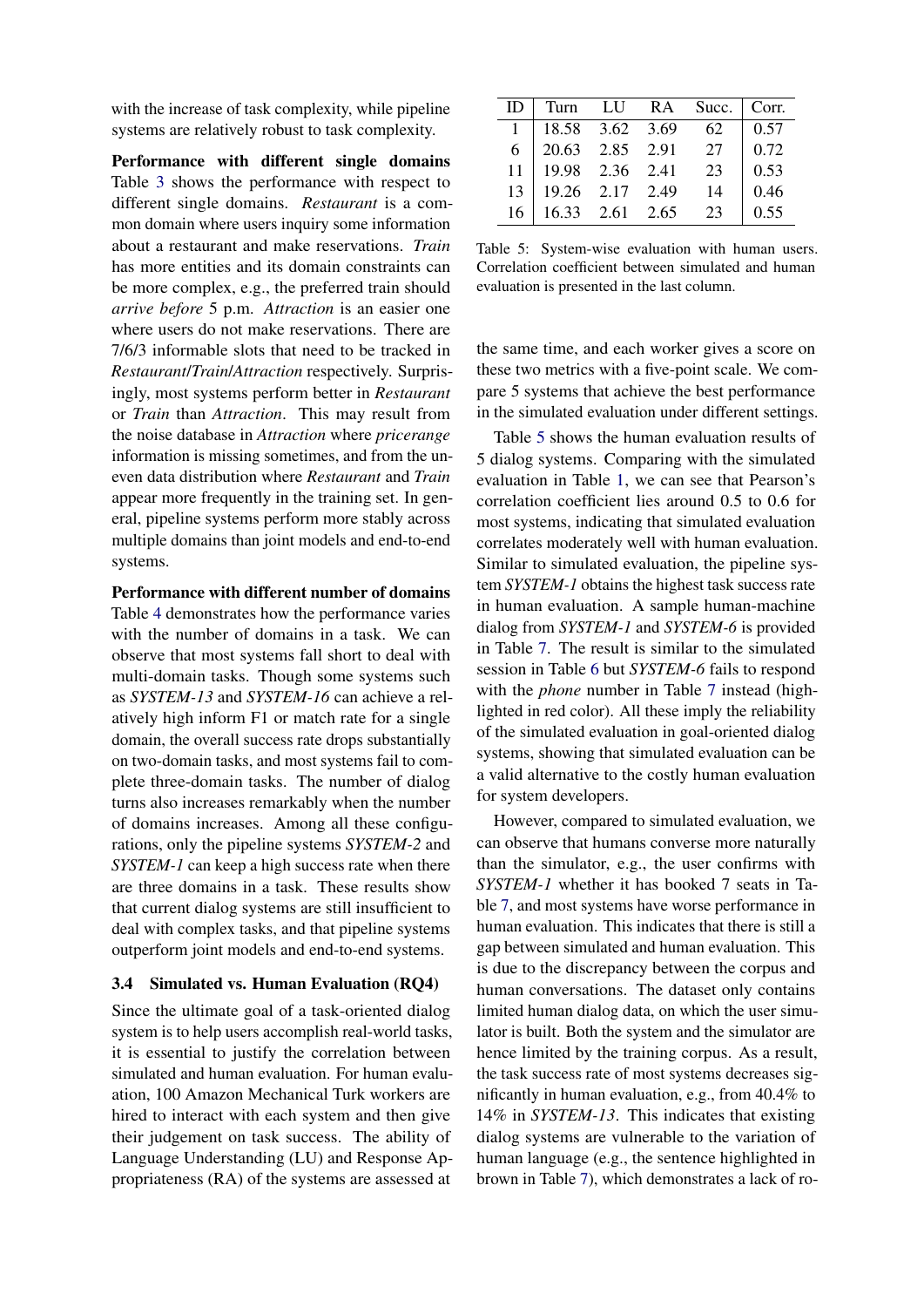with the increase of task complexity, while pipeline systems are relatively robust to task complexity.

**Performance with different single domains** Table 3 shows the performance with respect to different single domains. *Restaurant* is a common domain where users inquiry some information about a restaurant and make reservations. *Train* has more entities and its domain constraints can be more complex, e.g., the preferred train should *arrive before* 5 p.m. *Attraction* is an easier one where users do not make reservations. There are 7/6/3 informable slots that need to be tracked in *Restaurant*/*Train*/*Attraction* respectively. Surprisingly, most systems perform better in *Restaurant* or *Train* than *Attraction*. This may result from the noise database in *Attraction* where *pricerange* information is missing sometimes, and from the uneven data distribution where *Restaurant* and *Train* appear more frequently in the training set. In general, pipeline systems perform more stably across multiple domains than joint models and end-to-end systems.

**Performance with different number of domains** Table 4 demonstrates how the performance varies with the number of domains in a task. We can observe that most systems fall short to deal with multi-domain tasks. Though some systems such as *SYSTEM-13* and *SYSTEM-16* can achieve a relatively high inform F1 or match rate for a single domain, the overall success rate drops substantially on two-domain tasks, and most systems fail to complete three-domain tasks. The number of dialog turns also increases remarkably when the number of domains increases. Among all these configurations, only the pipeline systems *SYSTEM-2* and *SYSTEM-1* can keep a high success rate when there are three domains in a task. These results show that current dialog systems are still insufficient to deal with complex tasks, and that pipeline systems outperform joint models and end-to-end systems.

### 3.4 Simulated vs. Human Evaluation (RQ4)

Since the ultimate goal of a task-oriented dialog system is to help users accomplish real-world tasks, it is essential to justify the correlation between simulated and human evaluation. For human evaluation, 100 Amazon Mechanical Turk workers are hired to interact with each system and then give their judgement on task success. The ability of Language Understanding (LU) and Response Appropriateness (RA) of the systems are assessed at the same time, and each worker gives a score on these two metrics with a five-point scale. We compare 5 systems that achieve the best performance in the simulated evaluation under different settings.

| ID | Turn | LU | RA | Succ. | Corr. |
|---|---|---|---|---|---|
| 1 | 18.58 | 3.62 | 3.69 | 62 | 0.57 |
| 6 | 20.63 | 2.85 | 2.91 | 27 | 0.72 |
| 11 | 19.98 | 2.36 | 2.41 | 23 | 0.53 |
| 13 | 19.26 | 2.17 | 2.49 | 14 | 0.46 |
| 16 | 16.33 | 2.61 | 2.65 | 23 | 0.55 |

Table 5: System-wise evaluation with human users. Correlation coefficient between simulated and human evaluation is presented in the last column.

Table 5 shows the human evaluation results of 5 dialog systems. Comparing with the simulated evaluation in Table 1, we can see that Pearson's correlation coefficient lies around 0.5 to 0.6 for most systems, indicating that simulated evaluation correlates moderately well with human evaluation. Similar to simulated evaluation, the pipeline system *SYSTEM-1* obtains the highest task success rate in human evaluation. A sample human-machine dialog from *SYSTEM-1* and *SYSTEM-6* is provided in Table 7. The result is similar to the simulated session in Table 6 but *SYSTEM-6* fails to respond with the *phone* number in Table 7 instead (highlighted in red color). All these imply the reliability of the simulated evaluation in goal-oriented dialog systems, showing that simulated evaluation can be a valid alternative to the costly human evaluation for system developers.

However, compared to simulated evaluation, we can observe that humans converse more naturally than the simulator, e.g., the user confirms with *SYSTEM-1* whether it has booked 7 seats in Table 7, and most systems have worse performance in human evaluation. This indicates that there is still a gap between simulated and human evaluation. This is due to the discrepancy between the corpus and human conversations. The dataset only contains limited human dialog data, on which the user simulator is built. Both the system and the simulator are hence limited by the training corpus. As a result, the task success rate of most systems decreases significantly in human evaluation, e.g., from 40.4% to 14% in *SYSTEM-13*. This indicates that existing dialog systems are vulnerable to the variation of human language (e.g., the sentence highlighted in brown in Table 7), which demonstrates a lack of ro-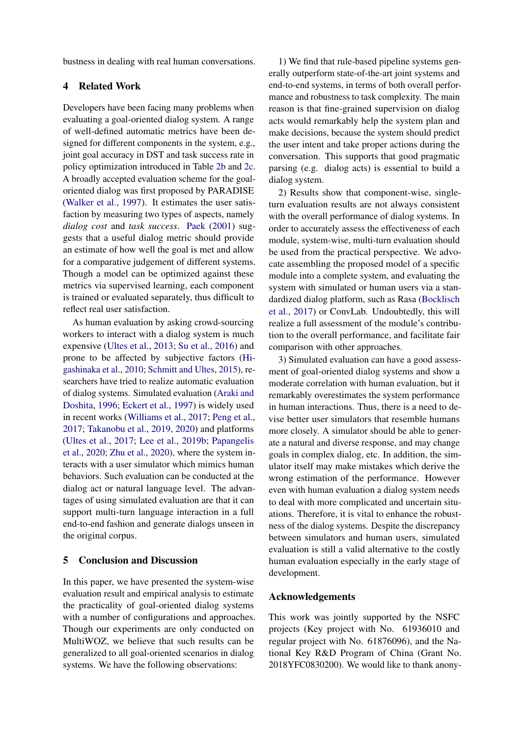bustness in dealing with real human conversations.

## 4 Related Work

Developers have been facing many problems when evaluating a goal-oriented dialog system. A range of well-defined automatic metrics have been designed for different components in the system, e.g., joint goal accuracy in DST and task success rate in policy optimization introduced in Table 2b and 2c. A broadly accepted evaluation scheme for the goal-oriented dialog was first proposed by PARADISE (Walker et al., 1997). It estimates the user satisfaction by measuring two types of aspects, namely *dialog cost* and *task success*. Paek (2001) suggests that a useful dialog metric should provide an estimate of how well the goal is met and allow for a comparative judgement of different systems. Though a model can be optimized against these metrics via supervised learning, each component is trained or evaluated separately, thus difficult to reflect real user satisfaction.

As human evaluation by asking crowd-sourcing workers to interact with a dialog system is much expensive (Ultes et al., 2013; Su et al., 2016) and prone to be affected by subjective factors (Higashinaka et al., 2010; Schmitt and Ultes, 2015), researchers have tried to realize automatic evaluation of dialog systems. Simulated evaluation (Araki and Doshita, 1996; Eckert et al., 1997) is widely used in recent works (Williams et al., 2017; Peng et al., 2017; Takanobu et al., 2019, 2020) and platforms (Ultes et al., 2017; Lee et al., 2019b; Papangelis et al., 2020; Zhu et al., 2020), where the system interacts with a user simulator which mimics human behaviors. Such evaluation can be conducted at the dialog act or natural language level. The advantages of using simulated evaluation are that it can support multi-turn language interaction in a full end-to-end fashion and generate dialogs unseen in the original corpus.

## 5 Conclusion and Discussion

In this paper, we have presented the system-wise evaluation result and empirical analysis to estimate the practicality of goal-oriented dialog systems with a number of configurations and approaches. Though our experiments are only conducted on MultiWOZ, we believe that such results can be generalized to all goal-oriented scenarios in dialog systems. We have the following observations:

1) We find that rule-based pipeline systems generally outperform state-of-the-art joint systems and end-to-end systems, in terms of both overall performance and robustness to task complexity. The main reason is that fine-grained supervision on dialog acts would remarkably help the system plan and make decisions, because the system should predict the user intent and take proper actions during the conversation. This supports that good pragmatic parsing (e.g. dialog acts) is essential to build a dialog system.

2) Results show that component-wise, single-turn evaluation results are not always consistent with the overall performance of dialog systems. In order to accurately assess the effectiveness of each module, system-wise, multi-turn evaluation should be used from the practical perspective. We advocate assembling the proposed model of a specific module into a complete system, and evaluating the system with simulated or human users via a standardized dialog platform, such as Rasa (Bocklisch et al., 2017) or ConvLab. Undoubtedly, this will realize a full assessment of the module's contribution to the overall performance, and facilitate fair comparison with other approaches.

3) Simulated evaluation can have a good assessment of goal-oriented dialog systems and show a moderate correlation with human evaluation, but it remarkably overestimates the system performance in human interactions. Thus, there is a need to devise better user simulators that resemble humans more closely. A simulator should be able to generate a natural and diverse response, and may change goals in complex dialog, etc. In addition, the simulator itself may make mistakes which derive the wrong estimation of the performance. However even with human evaluation a dialog system needs to deal with more complicated and uncertain situations. Therefore, it is vital to enhance the robustness of the dialog systems. Despite the discrepancy between simulators and human users, simulated evaluation is still a valid alternative to the costly human evaluation especially in the early stage of development.

## Acknowledgements

This work was jointly supported by the NSFC projects (Key project with No. 61936010 and regular project with No. 61876096), and the National Key R&D Program of China (Grant No. 2018YFC0830200). We would like to thank anony-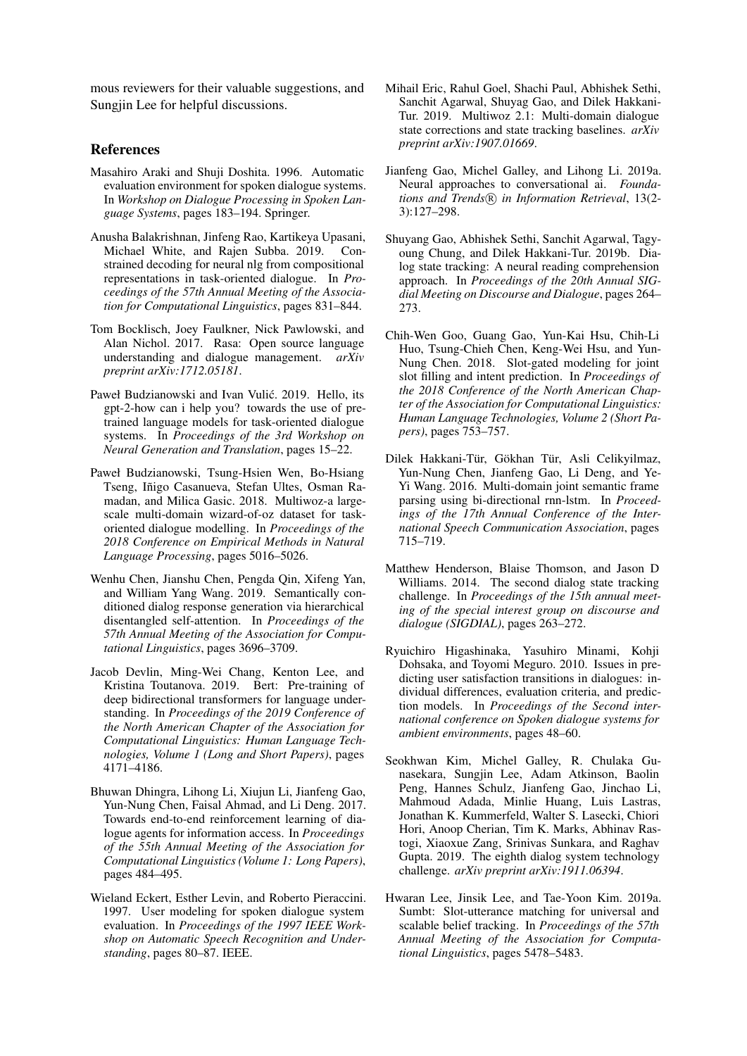mous reviewers for their valuable suggestions, and Sungjin Lee for helpful discussions.

## References

Masahiro Araki and Shuji Doshita. 1996. Automatic evaluation environment for spoken dialogue systems. In *Workshop on Dialogue Processing in Spoken Language Systems*, pages 183–194. Springer.

Anusha Balakrishnan, Jinfeng Rao, Kartikeya Upasani, Michael White, and Rajen Subba. 2019. Constrained decoding for neural nlg from compositional representations in task-oriented dialogue. In *Proceedings of the 57th Annual Meeting of the Association for Computational Linguistics*, pages 831–844.

Tom Bocklisch, Joey Faulkner, Nick Pawlowski, and Alan Nichol. 2017. Rasa: Open source language understanding and dialogue management. *arXiv preprint arXiv:1712.05181*.

Paweł Budzianowski and Ivan Vulić. 2019. Hello, its gpt-2-how can i help you? towards the use of pretrained language models for task-oriented dialogue systems. In *Proceedings of the 3rd Workshop on Neural Generation and Translation*, pages 15–22.

Paweł Budzianowski, Tsung-Hsien Wen, Bo-Hsiang Tseng, Iñigo Casanueva, Stefan Ultes, Osman Ramadan, and Milica Gasic. 2018. Multiwoz-a large-scale multi-domain wizard-of-oz dataset for task-oriented dialogue modelling. In *Proceedings of the 2018 Conference on Empirical Methods in Natural Language Processing*, pages 5016–5026.

Wenhu Chen, Jianshu Chen, Pengda Qin, Xifeng Yan, and William Yang Wang. 2019. Semantically conditioned dialog response generation via hierarchical disentangled self-attention. In *Proceedings of the 57th Annual Meeting of the Association for Computational Linguistics*, pages 3696–3709.

Jacob Devlin, Ming-Wei Chang, Kenton Lee, and Kristina Toutanova. 2019. Bert: Pre-training of deep bidirectional transformers for language understanding. In *Proceedings of the 2019 Conference of the North American Chapter of the Association for Computational Linguistics: Human Language Technologies, Volume 1 (Long and Short Papers)*, pages 4171–4186.

Bhuwan Dhingra, Lihong Li, Xiujun Li, Jianfeng Gao, Yun-Nung Chen, Faisal Ahmad, and Li Deng. 2017. Towards end-to-end reinforcement learning of dialogue agents for information access. In *Proceedings of the 55th Annual Meeting of the Association for Computational Linguistics (Volume 1: Long Papers)*, pages 484–495.

Wieland Eckert, Esther Levin, and Roberto Pieraccini. 1997. User modeling for spoken dialogue system evaluation. In *Proceedings of the 1997 IEEE Workshop on Automatic Speech Recognition and Understanding*, pages 80–87. IEEE.

Mihail Eric, Rahul Goel, Shachi Paul, Abhishek Sethi, Sanchit Agarwal, Shuyag Gao, and Dilek Hakkani-Tur. 2019. Multiwoz 2.1: Multi-domain dialogue state corrections and state tracking baselines. *arXiv preprint arXiv:1907.01669*.

Jianfeng Gao, Michel Galley, and Lihong Li. 2019a. Neural approaches to conversational ai. *Foundations and Trends® in Information Retrieval*, 13(2-3):127–298.

Shuyang Gao, Abhishek Sethi, Sanchit Agarwal, Tagyoung Chung, and Dilek Hakkani-Tur. 2019b. Dialog state tracking: A neural reading comprehension approach. In *Proceedings of the 20th Annual SIGdial Meeting on Discourse and Dialogue*, pages 264–273.

Chih-Wen Goo, Guang Gao, Yun-Kai Hsu, Chih-Li Huo, Tsung-Chieh Chen, Keng-Wei Hsu, and Yun-Nung Chen. 2018. Slot-gated modeling for joint slot filling and intent prediction. In *Proceedings of the 2018 Conference of the North American Chapter of the Association for Computational Linguistics: Human Language Technologies, Volume 2 (Short Papers)*, pages 753–757.

Dilek Hakkani-Tür, Gökhan Tür, Asli Celikyilmaz, Yun-Nung Chen, Jianfeng Gao, Li Deng, and Ye-Yi Wang. 2016. Multi-domain joint semantic frame parsing using bi-directional rnn-lstm. In *Proceedings of the 17th Annual Conference of the International Speech Communication Association*, pages 715–719.

Matthew Henderson, Blaise Thomson, and Jason D Williams. 2014. The second dialog state tracking challenge. In *Proceedings of the 15th annual meeting of the special interest group on discourse and dialogue (SIGDIAL)*, pages 263–272.

Ryuichiro Higashinaka, Yasuhiro Minami, Kohji Dohsaka, and Toyomi Meguro. 2010. Issues in predicting user satisfaction transitions in dialogues: individual differences, evaluation criteria, and prediction models. In *Proceedings of the Second international conference on Spoken dialogue systems for ambient environments*, pages 48–60.

Seokhwan Kim, Michel Galley, R. Chulaka Gunasekara, Sungjin Lee, Adam Atkinson, Baolin Peng, Hannes Schulz, Jianfeng Gao, Jinchao Li, Mahmoud Adada, Minlie Huang, Luis Lastras, Jonathan K. Kummerfeld, Walter S. Lasecki, Chiori Hori, Anoop Cherian, Tim K. Marks, Abhinav Rastogi, Xiaoxue Zang, Srinivas Sunkara, and Raghav Gupta. 2019. The eighth dialog system technology challenge. *arXiv preprint arXiv:1911.06394*.

Hwaran Lee, Jinsik Lee, and Tae-Yoon Kim. 2019a. Sumbt: Slot-utterance matching for universal and scalable belief tracking. In *Proceedings of the 57th Annual Meeting of the Association for Computational Linguistics*, pages 5478–5483.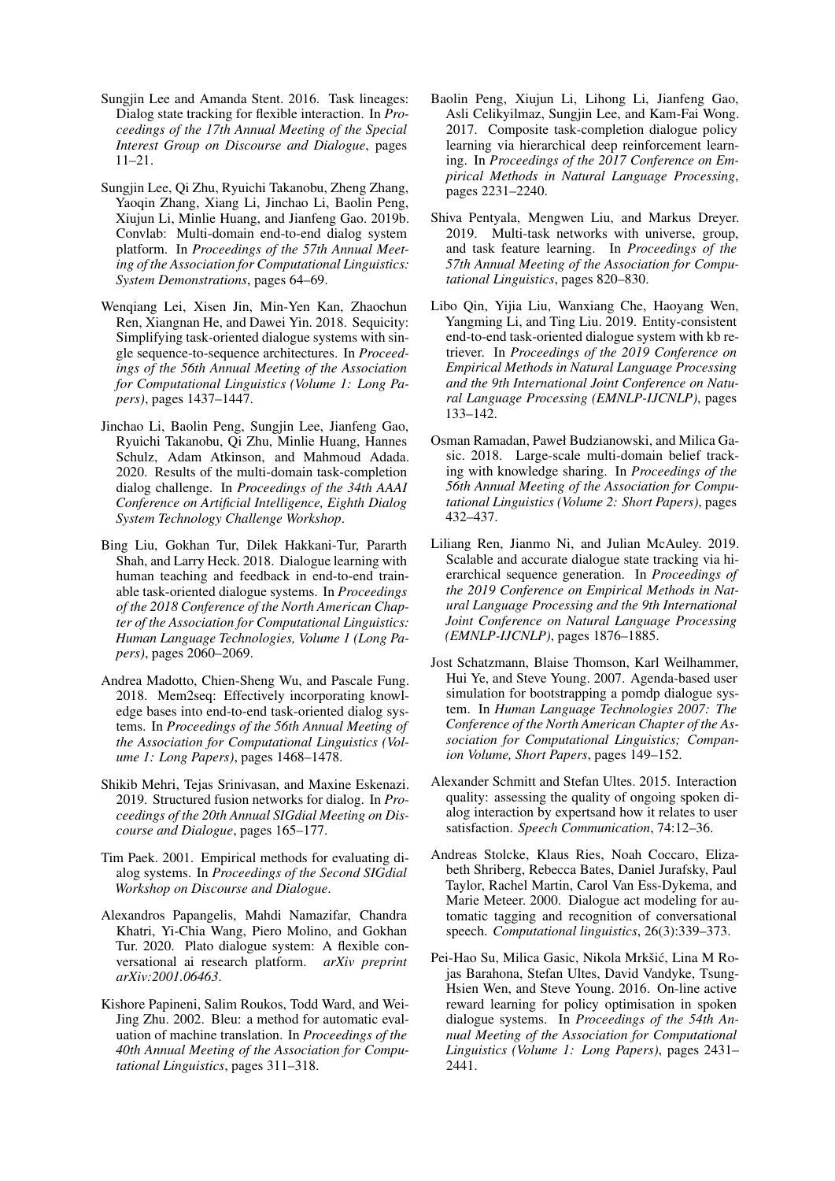Sungjin Lee and Amanda Stent. 2016. Task lineages: Dialog state tracking for flexible interaction. In *Proceedings of the 17th Annual Meeting of the Special Interest Group on Discourse and Dialogue*, pages 11–21.

Sungjin Lee, Qi Zhu, Ryuichi Takanobu, Zheng Zhang, Yaoqin Zhang, Xiang Li, Jinchao Li, Baolin Peng, Xiujun Li, Minlie Huang, and Jianfeng Gao. 2019b. Convlab: Multi-domain end-to-end dialog system platform. In *Proceedings of the 57th Annual Meeting of the Association for Computational Linguistics: System Demonstrations*, pages 64–69.

Wenqiang Lei, Xisen Jin, Min-Yen Kan, Zhaochun Ren, Xiangnan He, and Dawei Yin. 2018. Sequicity: Simplifying task-oriented dialogue systems with single sequence-to-sequence architectures. In *Proceedings of the 56th Annual Meeting of the Association for Computational Linguistics (Volume 1: Long Papers)*, pages 1437–1447.

Jinchao Li, Baolin Peng, Sungjin Lee, Jianfeng Gao, Ryuichi Takanobu, Qi Zhu, Minlie Huang, Hannes Schulz, Adam Atkinson, and Mahmoud Adada. 2020. Results of the multi-domain task-completion dialog challenge. In *Proceedings of the 34th AAAI Conference on Artificial Intelligence, Eighth Dialog System Technology Challenge Workshop*.

Bing Liu, Gokhan Tur, Dilek Hakkani-Tur, Pararth Shah, and Larry Heck. 2018. Dialogue learning with human teaching and feedback in end-to-end trainable task-oriented dialogue systems. In *Proceedings of the 2018 Conference of the North American Chapter of the Association for Computational Linguistics: Human Language Technologies, Volume 1 (Long Papers)*, pages 2060–2069.

Andrea Madotto, Chien-Sheng Wu, and Pascale Fung. 2018. Mem2seq: Effectively incorporating knowledge bases into end-to-end task-oriented dialog systems. In *Proceedings of the 56th Annual Meeting of the Association for Computational Linguistics (Volume 1: Long Papers)*, pages 1468–1478.

Shikib Mehri, Tejas Srinivasan, and Maxine Eskenazi. 2019. Structured fusion networks for dialog. In *Proceedings of the 20th Annual SIGdial Meeting on Discourse and Dialogue*, pages 165–177.

Tim Paek. 2001. Empirical methods for evaluating dialog systems. In *Proceedings of the Second SIGdial Workshop on Discourse and Dialogue*.

Alexandros Papangelis, Mahdi Namazifar, Chandra Khatri, Yi-Chia Wang, Piero Molino, and Gokhan Tur. 2020. Plato dialogue system: A flexible conversational ai research platform. *arXiv preprint arXiv:2001.06463*.

Kishore Papineni, Salim Roukos, Todd Ward, and Wei-Jing Zhu. 2002. Bleu: a method for automatic evaluation of machine translation. In *Proceedings of the 40th Annual Meeting of the Association for Computational Linguistics*, pages 311–318.

Baolin Peng, Xiujun Li, Lihong Li, Jianfeng Gao, Asli Celikyilmaz, Sungjin Lee, and Kam-Fai Wong. 2017. Composite task-completion dialogue policy learning via hierarchical deep reinforcement learning. In *Proceedings of the 2017 Conference on Empirical Methods in Natural Language Processing*, pages 2231–2240.

Shiva Pentyala, Mengwen Liu, and Markus Dreyer. 2019. Multi-task networks with universe, group, and task feature learning. In *Proceedings of the 57th Annual Meeting of the Association for Computational Linguistics*, pages 820–830.

Libo Qin, Yijia Liu, Wanxiang Che, Haoyang Wen, Yangming Li, and Ting Liu. 2019. Entity-consistent end-to-end task-oriented dialogue system with kb retriever. In *Proceedings of the 2019 Conference on Empirical Methods in Natural Language Processing and the 9th International Joint Conference on Natural Language Processing (EMNLP-IJCNLP)*, pages 133–142.

Osman Ramadan, Paweł Budzianowski, and Milica Gasic. 2018. Large-scale multi-domain belief tracking with knowledge sharing. In *Proceedings of the 56th Annual Meeting of the Association for Computational Linguistics (Volume 2: Short Papers)*, pages 432–437.

Liliang Ren, Jianmo Ni, and Julian McAuley. 2019. Scalable and accurate dialogue state tracking via hierarchical sequence generation. In *Proceedings of the 2019 Conference on Empirical Methods in Natural Language Processing and the 9th International Joint Conference on Natural Language Processing (EMNLP-IJCNLP)*, pages 1876–1885.

Jost Schatzmann, Blaise Thomson, Karl Weilhammer, Hui Ye, and Steve Young. 2007. Agenda-based user simulation for bootstrapping a pomdp dialogue system. In *Human Language Technologies 2007: The Conference of the North American Chapter of the Association for Computational Linguistics; Companion Volume, Short Papers*, pages 149–152.

Alexander Schmitt and Stefan Ultes. 2015. Interaction quality: assessing the quality of ongoing spoken dialog interaction by expertsand how it relates to user satisfaction. *Speech Communication*, 74:12–36.

Andreas Stolcke, Klaus Ries, Noah Coccaro, Elizabeth Shriberg, Rebecca Bates, Daniel Jurafsky, Paul Taylor, Rachel Martin, Carol Van Ess-Dykema, and Marie Meteer. 2000. Dialogue act modeling for automatic tagging and recognition of conversational speech. *Computational linguistics*, 26(3):339–373.

Pei-Hao Su, Milica Gasic, Nikola Mrkšić, Lina M Rojas Barahona, Stefan Ultes, David Vandyke, Tsung-Hsien Wen, and Steve Young. 2016. On-line active reward learning for policy optimisation in spoken dialogue systems. In *Proceedings of the 54th Annual Meeting of the Association for Computational Linguistics (Volume 1: Long Papers)*, pages 2431–2441.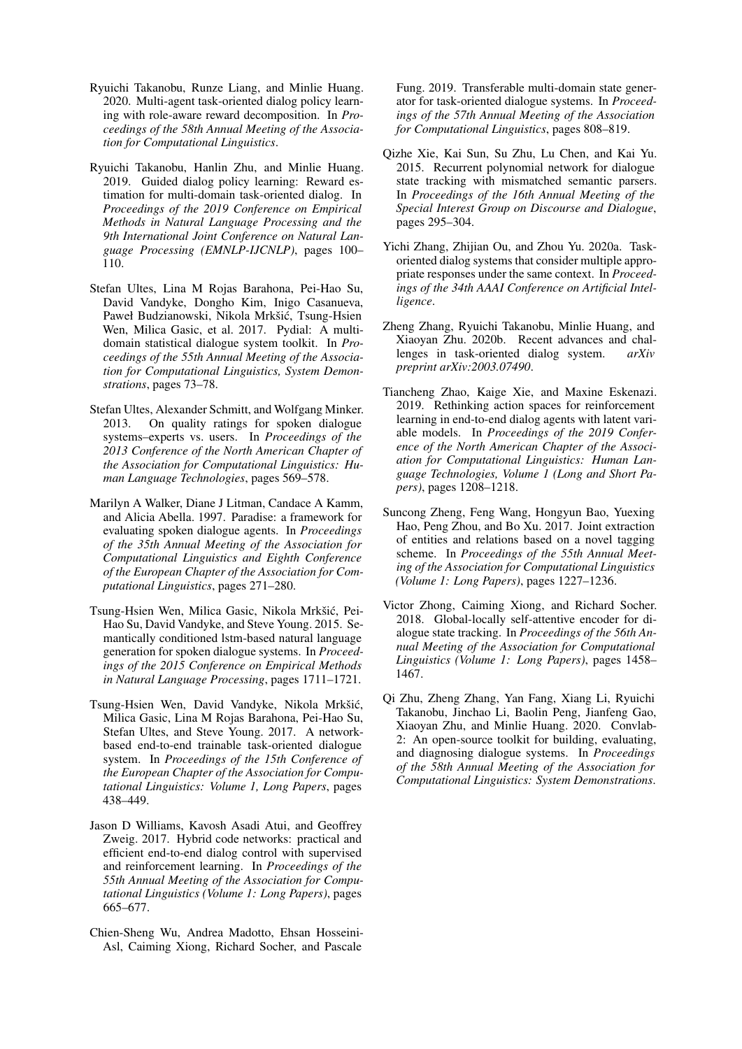Ryuichi Takanobu, Runze Liang, and Minlie Huang. 2020. Multi-agent task-oriented dialog policy learning with role-aware reward decomposition. In *Proceedings of the 58th Annual Meeting of the Association for Computational Linguistics*.

Ryuichi Takanobu, Hanlin Zhu, and Minlie Huang. 2019. Guided dialog policy learning: Reward estimation for multi-domain task-oriented dialog. In *Proceedings of the 2019 Conference on Empirical Methods in Natural Language Processing and the 9th International Joint Conference on Natural Language Processing (EMNLP-IJCNLP)*, pages 100–110.

Stefan Ultes, Lina M Rojas Barahona, Pei-Hao Su, David Vandyke, Dongho Kim, Inigo Casanueva, Paweł Budzianowski, Nikola Mrkšić, Tsung-Hsien Wen, Milica Gasic, et al. 2017. Pydial: A multi-domain statistical dialogue system toolkit. In *Proceedings of the 55th Annual Meeting of the Association for Computational Linguistics, System Demonstrations*, pages 73–78.

Stefan Ultes, Alexander Schmitt, and Wolfgang Minker. 2013. On quality ratings for spoken dialogue systems–experts vs. users. In *Proceedings of the 2013 Conference of the North American Chapter of the Association for Computational Linguistics: Human Language Technologies*, pages 569–578.

Marilyn A Walker, Diane J Litman, Candace A Kamm, and Alicia Abella. 1997. Paradise: a framework for evaluating spoken dialogue agents. In *Proceedings of the 35th Annual Meeting of the Association for Computational Linguistics and Eighth Conference of the European Chapter of the Association for Computational Linguistics*, pages 271–280.

Tsung-Hsien Wen, Milica Gasic, Nikola Mrkšić, Pei-Hao Su, David Vandyke, and Steve Young. 2015. Semantically conditioned lstm-based natural language generation for spoken dialogue systems. In *Proceedings of the 2015 Conference on Empirical Methods in Natural Language Processing*, pages 1711–1721.

Tsung-Hsien Wen, David Vandyke, Nikola Mrkšić, Milica Gasic, Lina M Rojas Barahona, Pei-Hao Su, Stefan Ultes, and Steve Young. 2017. A network-based end-to-end trainable task-oriented dialogue system. In *Proceedings of the 15th Conference of the European Chapter of the Association for Computational Linguistics: Volume 1, Long Papers*, pages 438–449.

Jason D Williams, Kavosh Asadi Atui, and Geoffrey Zweig. 2017. Hybrid code networks: practical and efficient end-to-end dialog control with supervised and reinforcement learning. In *Proceedings of the 55th Annual Meeting of the Association for Computational Linguistics (Volume 1: Long Papers)*, pages 665–677.

Chien-Sheng Wu, Andrea Madotto, Ehsan Hosseini-Asl, Caiming Xiong, Richard Socher, and Pascale Fung. 2019. Transferable multi-domain state generator for task-oriented dialogue systems. In *Proceedings of the 57th Annual Meeting of the Association for Computational Linguistics*, pages 808–819.

Qizhe Xie, Kai Sun, Su Zhu, Lu Chen, and Kai Yu. 2015. Recurrent polynomial network for dialogue state tracking with mismatched semantic parsers. In *Proceedings of the 16th Annual Meeting of the Special Interest Group on Discourse and Dialogue*, pages 295–304.

Yichi Zhang, Zhijian Ou, and Zhou Yu. 2020a. Task-oriented dialog systems that consider multiple appropriate responses under the same context. In *Proceedings of the 34th AAAI Conference on Artificial Intelligence*.

Zheng Zhang, Ryuichi Takanobu, Minlie Huang, and Xiaoyan Zhu. 2020b. Recent advances and challenges in task-oriented dialog system. *arXiv preprint arXiv:2003.07490*.

Tiancheng Zhao, Kaige Xie, and Maxine Eskenazi. 2019. Rethinking action spaces for reinforcement learning in end-to-end dialog agents with latent variable models. In *Proceedings of the 2019 Conference of the North American Chapter of the Association for Computational Linguistics: Human Language Technologies, Volume 1 (Long and Short Papers)*, pages 1208–1218.

Suncong Zheng, Feng Wang, Hongyun Bao, Yuexing Hao, Peng Zhou, and Bo Xu. 2017. Joint extraction of entities and relations based on a novel tagging scheme. In *Proceedings of the 55th Annual Meeting of the Association for Computational Linguistics (Volume 1: Long Papers)*, pages 1227–1236.

Victor Zhong, Caiming Xiong, and Richard Socher. 2018. Global-locally self-attentive encoder for dialogue state tracking. In *Proceedings of the 56th Annual Meeting of the Association for Computational Linguistics (Volume 1: Long Papers)*, pages 1458–1467.

Qi Zhu, Zheng Zhang, Yan Fang, Xiang Li, Ryuichi Takanobu, Jinchao Li, Baolin Peng, Jianfeng Gao, Xiaoyan Zhu, and Minlie Huang. 2020. Convlab-2: An open-source toolkit for building, evaluating, and diagnosing dialogue systems. In *Proceedings of the 58th Annual Meeting of the Association for Computational Linguistics: System Demonstrations*.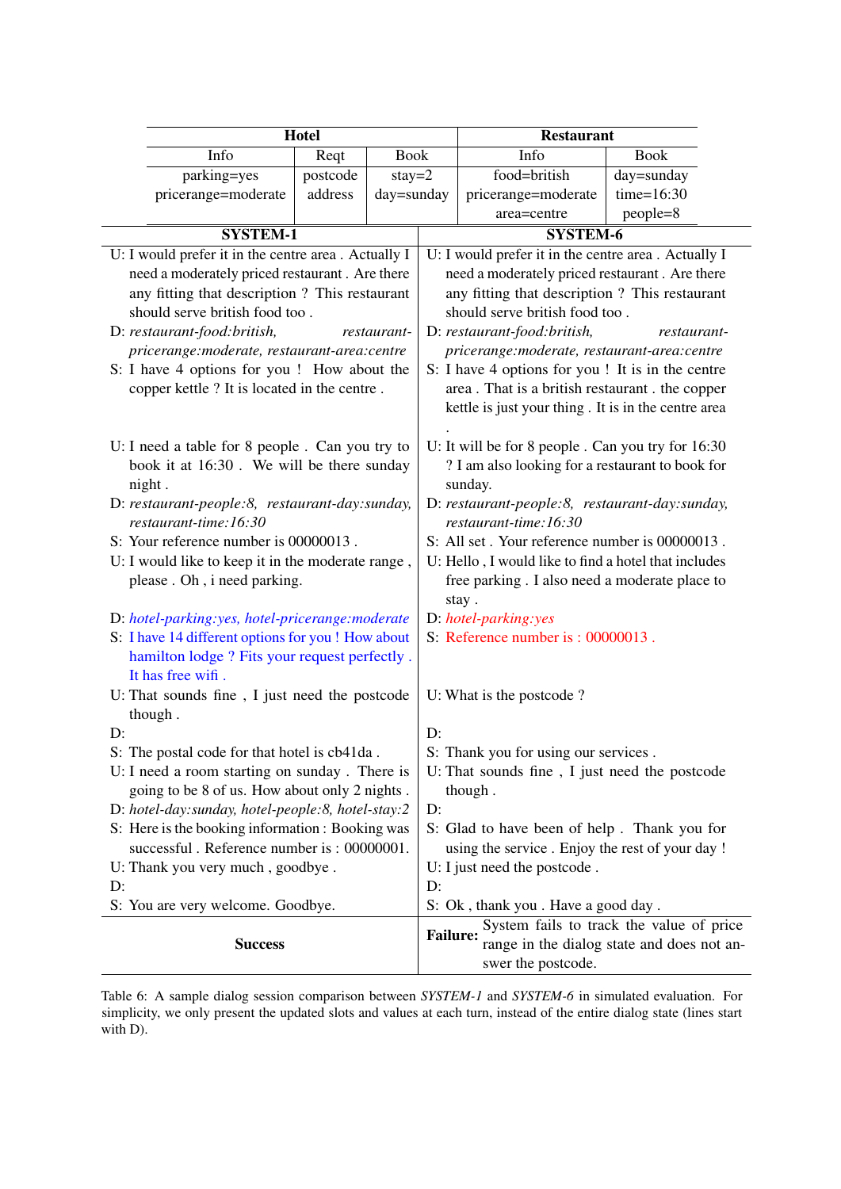| Hotel | | | Restaurant | |
|---|---|---|---|---|
| Info | Reqt | Book | Info | Book |
| parking=yes<br>pricerange=moderate | postcode<br>address | stay=2<br>day=sunday | food=british<br>pricerange=moderate<br>area=centre | day=sunday<br>time=16:30<br>people=8 |

| SYSTEM-1 | SYSTEM-6 |
|---|---|
| U: I would prefer it in the centre area . Actually I need a moderately priced restaurant . Are there any fitting that description ? This restaurant should serve british food too . | U: I would prefer it in the centre area . Actually I need a moderately priced restaurant . Are there any fitting that description ? This restaurant should serve british food too . |
| D: *restaurant-food:british, restaurant-pricerange:moderate, restaurant-area:centre* | D: *restaurant-food:british, restaurant-pricerange:moderate, restaurant-area:centre* |
| S: I have 4 options for you ! How about the copper kettle ? It is located in the centre . | S: I have 4 options for you ! It is in the centre area . That is a british restaurant . the copper kettle is just your thing . It is in the centre area . |
| U: I need a table for 8 people . Can you try to book it at 16:30 . We will be there sunday night . | U: It will be for 8 people . Can you try for 16:30 ? I am also looking for a restaurant to book for sunday. |
| D: *restaurant-people:8, restaurant-day:sunday, restaurant-time:16:30* | D: *restaurant-people:8, restaurant-day:sunday, restaurant-time:16:30* |
| S: Your reference number is 00000013 . | S: All set . Your reference number is 00000013 . |
| U: I would like to keep it in the moderate range , please . Oh , i need parking. | U: Hello , I would like to find a hotel that includes free parking . I also need a moderate place to stay . |
| D: *hotel-parking:yes, hotel-pricerange:moderate* | D: *hotel-parking:yes* |
| S: I have 14 different options for you ! How about hamilton lodge ? Fits your request perfectly . It has free wifi . | S: Reference number is : 00000013 . |
| U: That sounds fine , I just need the postcode though . | U: What is the postcode ? |
| D: | D: |
| S: The postal code for that hotel is cb41da . | S: Thank you for using our services . |
| U: I need a room starting on sunday . There is going to be 8 of us. How about only 2 nights . | U: That sounds fine , I just need the postcode though . |
| D: *hotel-day:sunday, hotel-people:8, hotel-stay:2* | D: |
| S: Here is the booking information : Booking was successful . Reference number is : 00000001. | S: Glad to have been of help . Thank you for using the service . Enjoy the rest of your day ! |
| U: Thank you very much , goodbye . | U: I just need the postcode . |
| D: | D: |
| S: You are very welcome. Goodbye. | S: Ok , thank you . Have a good day . |
| **Success** | **Failure:** System fails to track the value of price range in the dialog state and does not answer the postcode. |

Table 6: A sample dialog session comparison between *SYSTEM-1* and *SYSTEM-6* in simulated evaluation. For simplicity, we only present the updated slots and values at each turn, instead of the entire dialog state (lines start with D).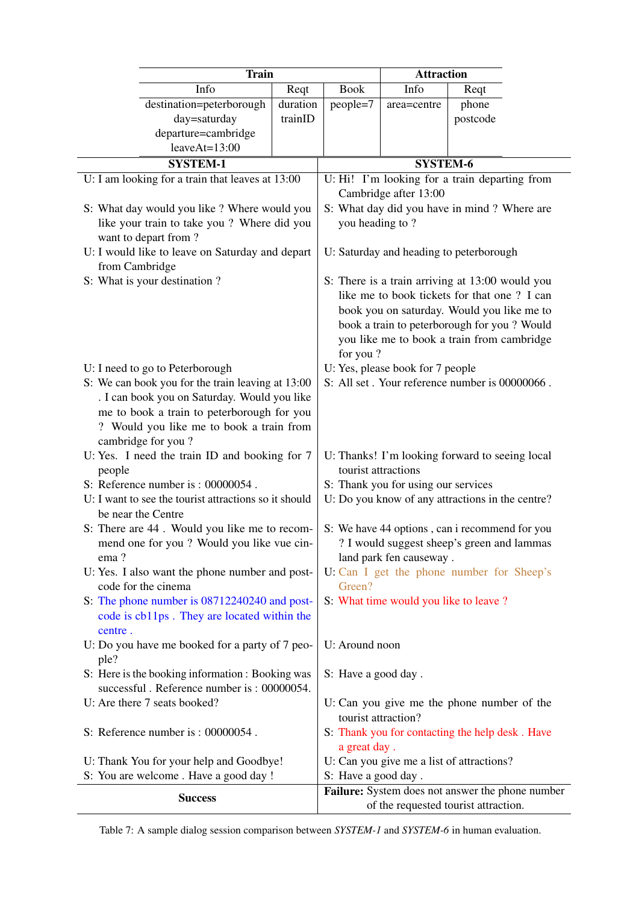| Train | | | Attraction | |
|---|---|---|---|---|
| Info | Reqt | Book | Info | Reqt |
| destination=peterborough day=saturday departure=cambridge leaveAt=13:00 | duration trainID | people=7 | area=centre | phone postcode |

| SYSTEM-1 | SYSTEM-6 |
|---|---|
| U: I am looking for a train that leaves at 13:00 | U: Hi! I'm looking for a train departing from Cambridge after 13:00 |
| S: What day would you like ? Where would you like your train to take you ? Where did you want to depart from ? | S: What day did you have in mind ? Where are you heading to ? |
| U: I would like to leave on Saturday and depart from Cambridge | U: Saturday and heading to peterborough |
| S: What is your destination ? | S: There is a train arriving at 13:00 would you like me to book tickets for that one ? I can book you on saturday. Would you like me to book a train to peterborough for you ? Would you like me to book a train from cambridge for you ? |
| U: I need to go to Peterborough | U: Yes, please book for 7 people |
| S: We can book you for the train leaving at 13:00 . I can book you on Saturday. Would you like me to book a train to peterborough for you ? Would you like me to book a train from cambridge for you ? | S: All set . Your reference number is 00000066 . |
| U: Yes. I need the train ID and booking for 7 people | U: Thanks! I'm looking forward to seeing local tourist attractions |
| S: Reference number is : 00000054 . | S: Thank you for using our services |
| U: I want to see the tourist attractions so it should be near the Centre | U: Do you know of any attractions in the centre? |
| S: There are 44 . Would you like me to recommend one for you ? Would you like vue cinema ? | S: We have 44 options , can i recommend for you ? I would suggest sheep's green and lammas land park fen causeway . |
| U: Yes. I also want the phone number and postcode for the cinema | U: Can I get the phone number for Sheep's Green? |
| S: The phone number is 08712240240 and postcode is cb11ps . They are located within the centre . | S: What time would you like to leave ? |
| U: Do you have me booked for a party of 7 people? | U: Around noon |
| S: Here is the booking information : Booking was successful . Reference number is : 00000054. | S: Have a good day . |
| U: Are there 7 seats booked? | U: Can you give me the phone number of the tourist attraction? |
| S: Reference number is : 00000054 . | S: Thank you for contacting the help desk . Have a great day . |
| U: Thank You for your help and Goodbye! | U: Can you give me a list of attractions? |
| S: You are welcome . Have a good day ! | S: Have a good day . |
| **Success** | **Failure:** System does not answer the phone number of the requested tourist attraction. |

Table 7: A sample dialog session comparison between *SYSTEM-1* and *SYSTEM-6* in human evaluation.